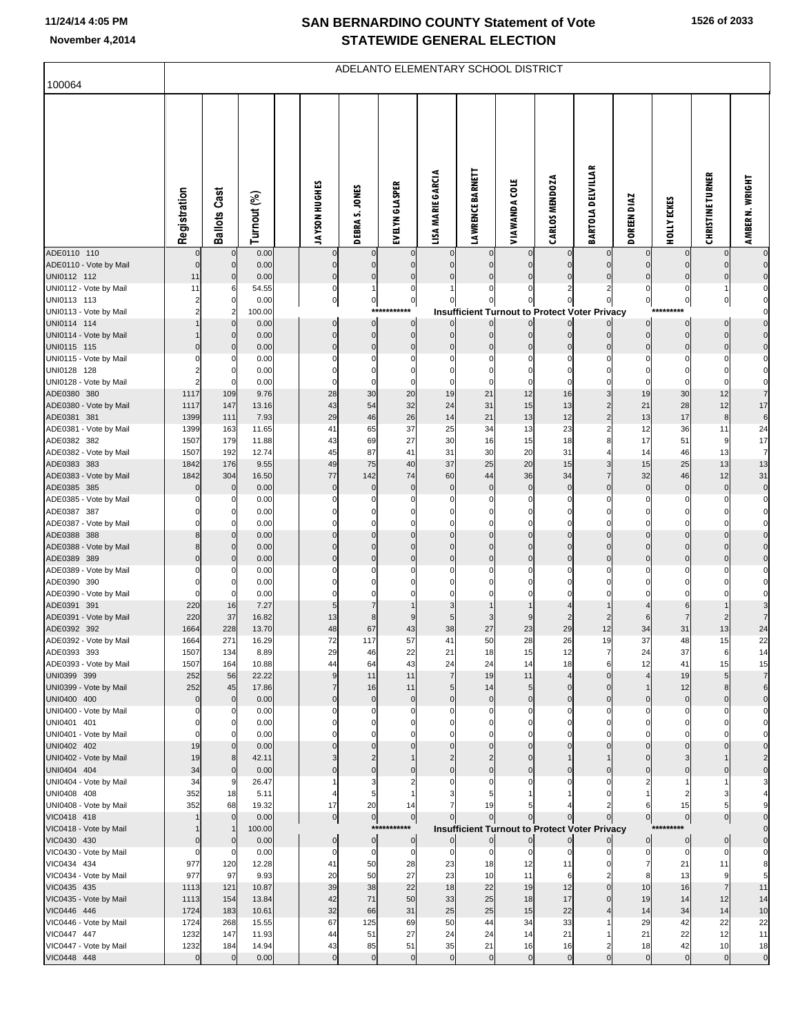# SAN BERNARDINO COUNTY Statement of Vote
## STATEWIDE GENERAL ELECTION

11/24/14 4:05 PM
November 4,2014

ADELANTO ELEMENTARY SCHOOL DISTRICT

100064

| | Registration | Ballots Cast | Turnout (%) | JAYSON HUGHES | DEBRA S. JONES | EVELYN GLASPER | LISA MARIE GARCIA | LAWRENCE BARNETT | VIAWANDA COLE | CARLOS MENDOZA | BARTOLA DELVILLAR | DOREEN DIAZ | HOLLY ECKES | CHRISTINE TURNER | AMBER N. WRIGHT |
|---|---|---|---|---|---|---|---|---|---|---|---|---|---|---|---|
| ADE0110 110 | 0 | 0 | 0.00 | 0 | 0 | 0 | 0 | 0 | 0 | 0 | 0 | 0 | 0 | 0 | 0 |
| ADE0110 - Vote by Mail | 0 | 0 | 0.00 | 0 | 0 | 0 | 0 | 0 | 0 | 0 | 0 | 0 | 0 | 0 | 0 |
| UNI0112 112 | 11 | 0 | 0.00 | 0 | 0 | 0 | 0 | 0 | 0 | 0 | 0 | 0 | 0 | 0 | 0 |
| UNI0112 - Vote by Mail | 11 | 6 | 54.55 | 0 | 1 | 0 | 1 | 0 | 0 | 2 | 2 | 0 | 0 | 1 | 0 |
| UNI0113 113 | 2 | 0 | 0.00 | 0 | 0 | 0 | 0 | 0 | 0 | 0 | 0 | 0 | 0 | 0 | 0 |
| UNI0113 - Vote by Mail | 2 | 2 | 100.00 | *********** Insufficient Turnout to Protect Voter Privacy ********* | | | | | | | | | | | 0 |
| UNI0114 114 | 1 | 0 | 0.00 | 0 | 0 | 0 | 0 | 0 | 0 | 0 | 0 | 0 | 0 | 0 | 0 |
| UNI0114 - Vote by Mail | 1 | 0 | 0.00 | 0 | 0 | 0 | 0 | 0 | 0 | 0 | 0 | 0 | 0 | 0 | 0 |
| UNI0115 115 | 0 | 0 | 0.00 | 0 | 0 | 0 | 0 | 0 | 0 | 0 | 0 | 0 | 0 | 0 | 0 |
| UNI0115 - Vote by Mail | 0 | 0 | 0.00 | 0 | 0 | 0 | 0 | 0 | 0 | 0 | 0 | 0 | 0 | 0 | 0 |
| UNI0128 128 | 2 | 0 | 0.00 | 0 | 0 | 0 | 0 | 0 | 0 | 0 | 0 | 0 | 0 | 0 | 0 |
| UNI0128 - Vote by Mail | 2 | 0 | 0.00 | 0 | 0 | 0 | 0 | 0 | 0 | 0 | 0 | 0 | 0 | 0 | 0 |
| ADE0380 380 | 1117 | 109 | 9.76 | 28 | 30 | 20 | 19 | 21 | 12 | 16 | 3 | 19 | 30 | 12 | 7 |
| ADE0380 - Vote by Mail | 1117 | 147 | 13.16 | 43 | 54 | 32 | 24 | 31 | 15 | 13 | 2 | 21 | 28 | 12 | 17 |
| ADE0381 381 | 1399 | 111 | 7.93 | 29 | 46 | 26 | 14 | 21 | 13 | 12 | 2 | 13 | 17 | 8 | 6 |
| ADE0381 - Vote by Mail | 1399 | 163 | 11.65 | 41 | 65 | 37 | 25 | 34 | 13 | 23 | 2 | 12 | 36 | 11 | 24 |
| ADE0382 382 | 1507 | 179 | 11.88 | 43 | 69 | 27 | 30 | 16 | 15 | 18 | 8 | 17 | 51 | 9 | 17 |
| ADE0382 - Vote by Mail | 1507 | 192 | 12.74 | 45 | 87 | 41 | 31 | 30 | 20 | 31 | 4 | 14 | 46 | 13 | 7 |
| ADE0383 383 | 1842 | 176 | 9.55 | 49 | 75 | 40 | 37 | 25 | 20 | 15 | 3 | 15 | 25 | 13 | 13 |
| ADE0383 - Vote by Mail | 1842 | 304 | 16.50 | 77 | 142 | 74 | 60 | 44 | 36 | 34 | 7 | 32 | 46 | 12 | 31 |
| ADE0385 385 | 0 | 0 | 0.00 | 0 | 0 | 0 | 0 | 0 | 0 | 0 | 0 | 0 | 0 | 0 | 0 |
| ADE0385 - Vote by Mail | 0 | 0 | 0.00 | 0 | 0 | 0 | 0 | 0 | 0 | 0 | 0 | 0 | 0 | 0 | 0 |
| ADE0387 387 | 0 | 0 | 0.00 | 0 | 0 | 0 | 0 | 0 | 0 | 0 | 0 | 0 | 0 | 0 | 0 |
| ADE0387 - Vote by Mail | 0 | 0 | 0.00 | 0 | 0 | 0 | 0 | 0 | 0 | 0 | 0 | 0 | 0 | 0 | 0 |
| ADE0388 388 | 8 | 0 | 0.00 | 0 | 0 | 0 | 0 | 0 | 0 | 0 | 0 | 0 | 0 | 0 | 0 |
| ADE0388 - Vote by Mail | 8 | 0 | 0.00 | 0 | 0 | 0 | 0 | 0 | 0 | 0 | 0 | 0 | 0 | 0 | 0 |
| ADE0389 389 | 0 | 0 | 0.00 | 0 | 0 | 0 | 0 | 0 | 0 | 0 | 0 | 0 | 0 | 0 | 0 |
| ADE0389 - Vote by Mail | 0 | 0 | 0.00 | 0 | 0 | 0 | 0 | 0 | 0 | 0 | 0 | 0 | 0 | 0 | 0 |
| ADE0390 390 | 0 | 0 | 0.00 | 0 | 0 | 0 | 0 | 0 | 0 | 0 | 0 | 0 | 0 | 0 | 0 |
| ADE0390 - Vote by Mail | 0 | 0 | 0.00 | 0 | 0 | 0 | 0 | 0 | 0 | 0 | 0 | 0 | 0 | 0 | 0 |
| ADE0391 391 | 220 | 16 | 7.27 | 5 | 7 | 1 | 3 | 1 | 1 | 4 | 1 | 4 | 6 | 1 | 3 |
| ADE0391 - Vote by Mail | 220 | 37 | 16.82 | 13 | 8 | 9 | 5 | 3 | 9 | 2 | 2 | 6 | 7 | 2 | 7 |
| ADE0392 392 | 1664 | 228 | 13.70 | 48 | 67 | 43 | 38 | 27 | 23 | 29 | 12 | 34 | 31 | 13 | 24 |
| ADE0392 - Vote by Mail | 1664 | 271 | 16.29 | 72 | 117 | 57 | 41 | 50 | 28 | 26 | 19 | 37 | 48 | 15 | 22 |
| ADE0393 393 | 1507 | 134 | 8.89 | 29 | 46 | 22 | 21 | 18 | 15 | 12 | 7 | 24 | 37 | 6 | 14 |
| ADE0393 - Vote by Mail | 1507 | 164 | 10.88 | 44 | 64 | 43 | 24 | 24 | 14 | 18 | 6 | 12 | 41 | 15 | 15 |
| UNI0399 399 | 252 | 56 | 22.22 | 9 | 11 | 11 | 7 | 19 | 11 | 4 | 0 | 4 | 19 | 5 | 7 |
| UNI0399 - Vote by Mail | 252 | 45 | 17.86 | 7 | 16 | 11 | 5 | 14 | 5 | 0 | 0 | 1 | 12 | 8 | 6 |
| UNI0400 400 | 0 | 0 | 0.00 | 0 | 0 | 0 | 0 | 0 | 0 | 0 | 0 | 0 | 0 | 0 | 0 |
| UNI0400 - Vote by Mail | 0 | 0 | 0.00 | 0 | 0 | 0 | 0 | 0 | 0 | 0 | 0 | 0 | 0 | 0 | 0 |
| UNI0401 401 | 0 | 0 | 0.00 | 0 | 0 | 0 | 0 | 0 | 0 | 0 | 0 | 0 | 0 | 0 | 0 |
| UNI0401 - Vote by Mail | 0 | 0 | 0.00 | 0 | 0 | 0 | 0 | 0 | 0 | 0 | 0 | 0 | 0 | 0 | 0 |
| UNI0402 402 | 19 | 0 | 0.00 | 0 | 0 | 0 | 0 | 0 | 0 | 0 | 0 | 0 | 0 | 0 | 0 |
| UNI0402 - Vote by Mail | 19 | 8 | 42.11 | 3 | 2 | 1 | 2 | 2 | 0 | 1 | 1 | 0 | 3 | 1 | 2 |
| UNI0404 404 | 34 | 0 | 0.00 | 0 | 0 | 0 | 0 | 0 | 0 | 0 | 0 | 0 | 0 | 0 | 0 |
| UNI0404 - Vote by Mail | 34 | 9 | 26.47 | 1 | 3 | 2 | 0 | 0 | 0 | 0 | 0 | 2 | 1 | 1 | 3 |
| UNI0408 408 | 352 | 18 | 5.11 | 4 | 5 | 1 | 3 | 5 | 1 | 1 | 0 | 1 | 2 | 3 | 4 |
| UNI0408 - Vote by Mail | 352 | 68 | 19.32 | 17 | 20 | 14 | 7 | 19 | 5 | 4 | 2 | 6 | 15 | 5 | 9 |
| VIC0418 418 | 1 | 0 | 0.00 | 0 | 0 | 0 | 0 | 0 | 0 | 0 | 0 | 0 | 0 | 0 | 0 |
| VIC0418 - Vote by Mail | 1 | 1 | 100.00 | *********** Insufficient Turnout to Protect Voter Privacy ********* | | | | | | | | | | | 0 |
| VIC0430 430 | 0 | 0 | 0.00 | 0 | 0 | 0 | 0 | 0 | 0 | 0 | 0 | 0 | 0 | 0 | 0 |
| VIC0430 - Vote by Mail | 0 | 0 | 0.00 | 0 | 0 | 0 | 0 | 0 | 0 | 0 | 0 | 0 | 0 | 0 | 0 |
| VIC0434 434 | 977 | 120 | 12.28 | 41 | 50 | 28 | 23 | 18 | 12 | 11 | 0 | 7 | 21 | 11 | 8 |
| VIC0434 - Vote by Mail | 977 | 97 | 9.93 | 20 | 50 | 27 | 23 | 10 | 11 | 6 | 2 | 8 | 13 | 9 | 5 |
| VIC0435 435 | 1113 | 121 | 10.87 | 39 | 38 | 22 | 18 | 22 | 19 | 12 | 0 | 10 | 16 | 7 | 11 |
| VIC0435 - Vote by Mail | 1113 | 154 | 13.84 | 42 | 71 | 50 | 33 | 25 | 18 | 17 | 0 | 19 | 14 | 12 | 14 |
| VIC0446 446 | 1724 | 183 | 10.61 | 32 | 66 | 31 | 25 | 25 | 15 | 22 | 4 | 14 | 34 | 14 | 10 |
| VIC0446 - Vote by Mail | 1724 | 268 | 15.55 | 67 | 125 | 69 | 50 | 44 | 34 | 33 | 1 | 29 | 42 | 22 | 22 |
| VIC0447 447 | 1232 | 147 | 11.93 | 44 | 51 | 27 | 24 | 24 | 14 | 21 | 1 | 21 | 22 | 12 | 11 |
| VIC0447 - Vote by Mail | 1232 | 184 | 14.94 | 43 | 85 | 51 | 35 | 21 | 16 | 16 | 2 | 18 | 42 | 10 | 18 |
| VIC0448 448 | 0 | 0 | 0.00 | 0 | 0 | 0 | 0 | 0 | 0 | 0 | 0 | 0 | 0 | 0 | 0 |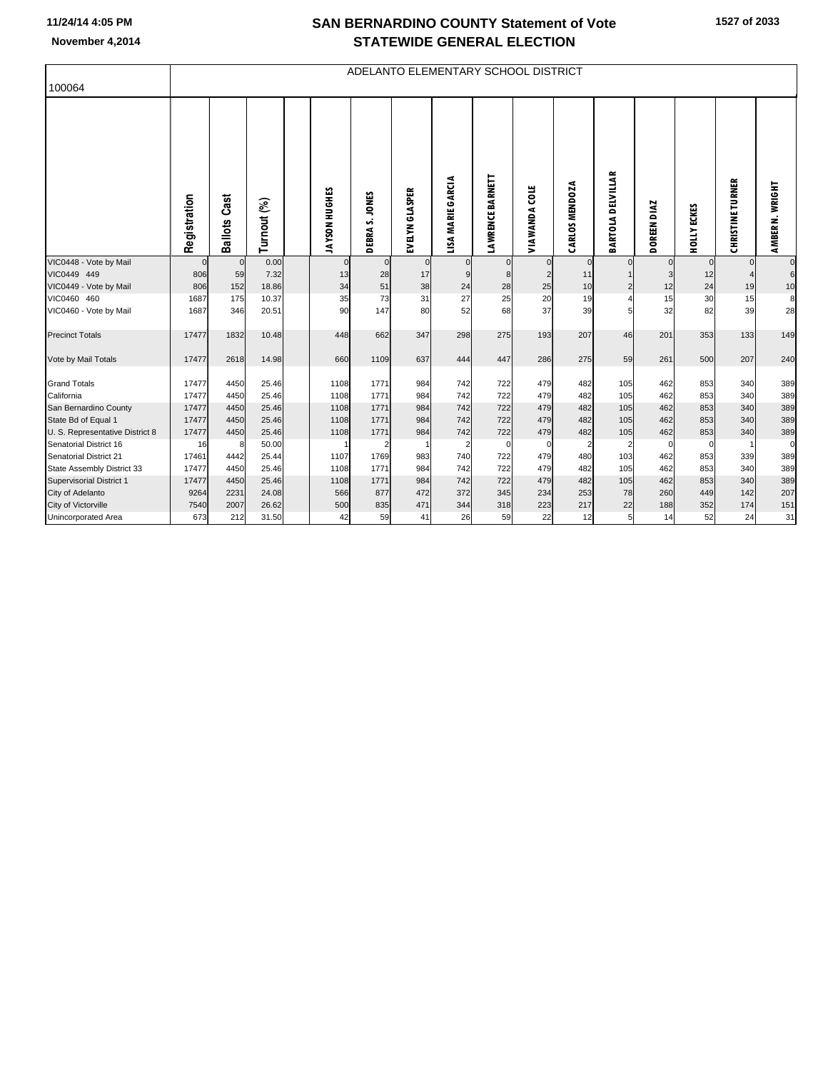# SAN BERNARDINO COUNTY Statement of Vote

## STATEWIDE GENERAL ELECTION

November 4,2014

100064

ADELANTO ELEMENTARY SCHOOL DISTRICT

| | Registration | Ballots Cast | Turnout (%) | | JAYSON HUGHES | DEBRA S. JONES | EVELYN GLASPER | LISA MARIE GARCIA | LAWRENCE BARNETT | VIAWANDA COLE | CARLOS MENDOZA | BARTOLA DELVILLAR | DOREEN DIAZ | HOLLY ECKES | CHRISTINE TURNER | AMBER N. WRIGHT |
|---|---|---|---|---|---|---|---|---|---|---|---|---|---|---|---|---|
| VIC0448 - Vote by Mail | 0 | 0 | 0.00 | | 0 | 0 | 0 | 0 | 0 | 0 | 0 | 0 | 0 | 0 | 0 | 0 |
| VIC0449 449 | 806 | 59 | 7.32 | | 13 | 28 | 17 | 9 | 8 | 2 | 11 | 1 | 3 | 12 | 4 | 6 |
| VIC0449 - Vote by Mail | 806 | 152 | 18.86 | | 34 | 51 | 38 | 24 | 28 | 25 | 10 | 2 | 12 | 24 | 19 | 10 |
| VIC0460 460 | 1687 | 175 | 10.37 | | 35 | 73 | 31 | 27 | 25 | 20 | 19 | 4 | 15 | 30 | 15 | 8 |
| VIC0460 - Vote by Mail | 1687 | 346 | 20.51 | | 90 | 147 | 80 | 52 | 68 | 37 | 39 | 5 | 32 | 82 | 39 | 28 |
| Precinct Totals | 17477 | 1832 | 10.48 | | 448 | 662 | 347 | 298 | 275 | 193 | 207 | 46 | 201 | 353 | 133 | 149 |
| Vote by Mail Totals | 17477 | 2618 | 14.98 | | 660 | 1109 | 637 | 444 | 447 | 286 | 275 | 59 | 261 | 500 | 207 | 240 |
| Grand Totals | 17477 | 4450 | 25.46 | | 1108 | 1771 | 984 | 742 | 722 | 479 | 482 | 105 | 462 | 853 | 340 | 389 |
| California | 17477 | 4450 | 25.46 | | 1108 | 1771 | 984 | 742 | 722 | 479 | 482 | 105 | 462 | 853 | 340 | 389 |
| San Bernardino County | 17477 | 4450 | 25.46 | | 1108 | 1771 | 984 | 742 | 722 | 479 | 482 | 105 | 462 | 853 | 340 | 389 |
| State Bd of Equal 1 | 17477 | 4450 | 25.46 | | 1108 | 1771 | 984 | 742 | 722 | 479 | 482 | 105 | 462 | 853 | 340 | 389 |
| U. S. Representative District 8 | 17477 | 4450 | 25.46 | | 1108 | 1771 | 984 | 742 | 722 | 479 | 482 | 105 | 462 | 853 | 340 | 389 |
| Senatorial District 16 | 16 | 8 | 50.00 | | 1 | 2 | 1 | 2 | 0 | 0 | 2 | 2 | 0 | 0 | 1 | 0 |
| Senatorial District 21 | 17461 | 4442 | 25.44 | | 1107 | 1769 | 983 | 740 | 722 | 479 | 480 | 103 | 462 | 853 | 339 | 389 |
| State Assembly District 33 | 17477 | 4450 | 25.46 | | 1108 | 1771 | 984 | 742 | 722 | 479 | 482 | 105 | 462 | 853 | 340 | 389 |
| Supervisorial District 1 | 17477 | 4450 | 25.46 | | 1108 | 1771 | 984 | 742 | 722 | 479 | 482 | 105 | 462 | 853 | 340 | 389 |
| City of Adelanto | 9264 | 2231 | 24.08 | | 566 | 877 | 472 | 372 | 345 | 234 | 253 | 78 | 260 | 449 | 142 | 207 |
| City of Victorville | 7540 | 2007 | 26.62 | | 500 | 835 | 471 | 344 | 318 | 223 | 217 | 22 | 188 | 352 | 174 | 151 |
| Unincorporated Area | 673 | 212 | 31.50 | | 42 | 59 | 41 | 26 | 59 | 22 | 12 | 5 | 14 | 52 | 24 | 31 |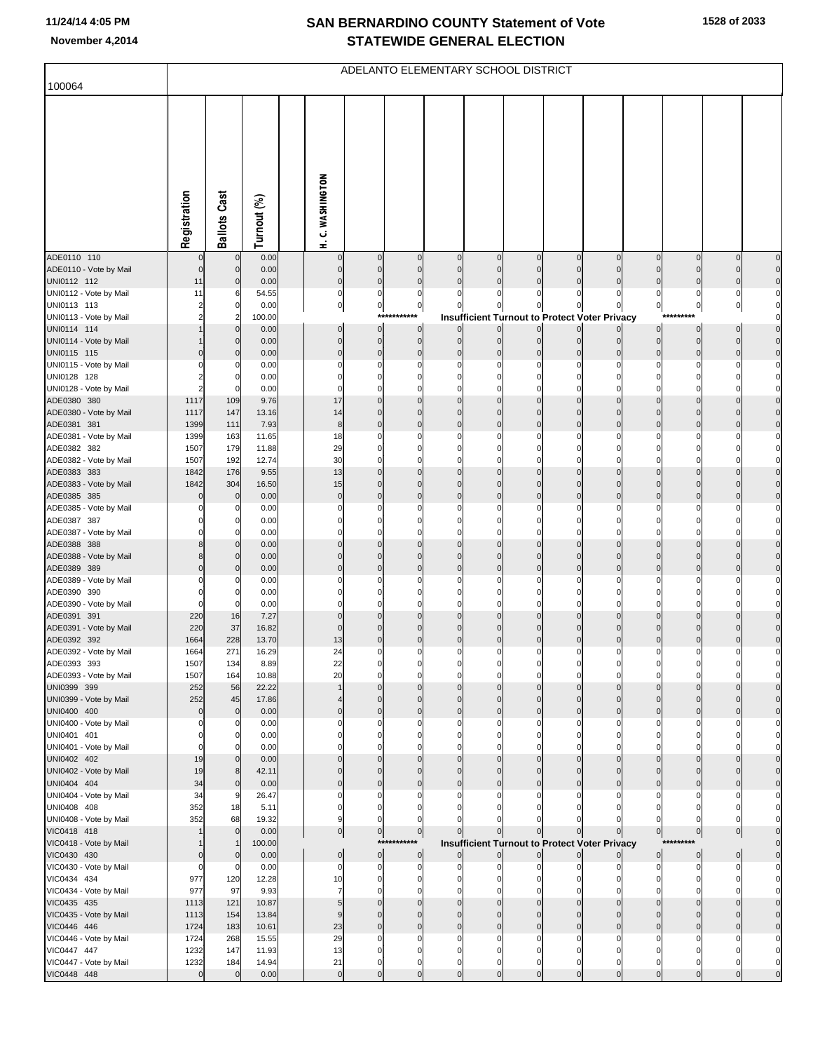# SAN BERNARDINO COUNTY Statement of Vote
## STATEWIDE GENERAL ELECTION

November 4,2014

ADELANTO ELEMENTARY SCHOOL DISTRICT

100064

| | Registration | Ballots Cast | Turnout (%) | | H. C. WASHINGTON | | | | | | | | | | | |
|---|---|---|---|---|---|---|---|---|---|---|---|---|---|---|---|---|
| ADE0110 110 | 0 | 0 | 0.00 | | 0 | 0 | 0 | 0 | 0 | 0 | 0 | 0 | 0 | 0 | 0 | 0 |
| ADE0110 - Vote by Mail | 0 | 0 | 0.00 | | 0 | 0 | 0 | 0 | 0 | 0 | 0 | 0 | 0 | 0 | 0 | 0 |
| UNI0112 112 | 11 | 0 | 0.00 | | 0 | 0 | 0 | 0 | 0 | 0 | 0 | 0 | 0 | 0 | 0 | 0 |
| UNI0112 - Vote by Mail | 11 | 6 | 54.55 | | 0 | 0 | 0 | 0 | 0 | 0 | 0 | 0 | 0 | 0 | 0 | 0 |
| UNI0113 113 | 2 | 0 | 0.00 | | 0 | 0 | 0 | 0 | 0 | 0 | 0 | 0 | 0 | 0 | 0 | 0 |
| UNI0113 - Vote by Mail | 2 | 2 | 100.00 | | *********** Insufficient Turnout to Protect Voter Privacy ********* | | | | | | | | | | | 0 |
| UNI0114 114 | 1 | 0 | 0.00 | | 0 | 0 | 0 | 0 | 0 | 0 | 0 | 0 | 0 | 0 | 0 | 0 |
| UNI0114 - Vote by Mail | 1 | 0 | 0.00 | | 0 | 0 | 0 | 0 | 0 | 0 | 0 | 0 | 0 | 0 | 0 | 0 |
| UNI0115 115 | 0 | 0 | 0.00 | | 0 | 0 | 0 | 0 | 0 | 0 | 0 | 0 | 0 | 0 | 0 | 0 |
| UNI0115 - Vote by Mail | 0 | 0 | 0.00 | | 0 | 0 | 0 | 0 | 0 | 0 | 0 | 0 | 0 | 0 | 0 | 0 |
| UNI0128 128 | 2 | 0 | 0.00 | | 0 | 0 | 0 | 0 | 0 | 0 | 0 | 0 | 0 | 0 | 0 | 0 |
| UNI0128 - Vote by Mail | 2 | 0 | 0.00 | | 0 | 0 | 0 | 0 | 0 | 0 | 0 | 0 | 0 | 0 | 0 | 0 |
| ADE0380 380 | 1117 | 109 | 9.76 | | 17 | 0 | 0 | 0 | 0 | 0 | 0 | 0 | 0 | 0 | 0 | 0 |
| ADE0380 - Vote by Mail | 1117 | 147 | 13.16 | | 14 | 0 | 0 | 0 | 0 | 0 | 0 | 0 | 0 | 0 | 0 | 0 |
| ADE0381 381 | 1399 | 111 | 7.93 | | 8 | 0 | 0 | 0 | 0 | 0 | 0 | 0 | 0 | 0 | 0 | 0 |
| ADE0381 - Vote by Mail | 1399 | 163 | 11.65 | | 18 | 0 | 0 | 0 | 0 | 0 | 0 | 0 | 0 | 0 | 0 | 0 |
| ADE0382 382 | 1507 | 179 | 11.88 | | 29 | 0 | 0 | 0 | 0 | 0 | 0 | 0 | 0 | 0 | 0 | 0 |
| ADE0382 - Vote by Mail | 1507 | 192 | 12.74 | | 30 | 0 | 0 | 0 | 0 | 0 | 0 | 0 | 0 | 0 | 0 | 0 |
| ADE0383 383 | 1842 | 176 | 9.55 | | 13 | 0 | 0 | 0 | 0 | 0 | 0 | 0 | 0 | 0 | 0 | 0 |
| ADE0383 - Vote by Mail | 1842 | 304 | 16.50 | | 15 | 0 | 0 | 0 | 0 | 0 | 0 | 0 | 0 | 0 | 0 | 0 |
| ADE0385 385 | 0 | 0 | 0.00 | | 0 | 0 | 0 | 0 | 0 | 0 | 0 | 0 | 0 | 0 | 0 | 0 |
| ADE0385 - Vote by Mail | 0 | 0 | 0.00 | | 0 | 0 | 0 | 0 | 0 | 0 | 0 | 0 | 0 | 0 | 0 | 0 |
| ADE0387 387 | 0 | 0 | 0.00 | | 0 | 0 | 0 | 0 | 0 | 0 | 0 | 0 | 0 | 0 | 0 | 0 |
| ADE0387 - Vote by Mail | 0 | 0 | 0.00 | | 0 | 0 | 0 | 0 | 0 | 0 | 0 | 0 | 0 | 0 | 0 | 0 |
| ADE0388 388 | 8 | 0 | 0.00 | | 0 | 0 | 0 | 0 | 0 | 0 | 0 | 0 | 0 | 0 | 0 | 0 |
| ADE0388 - Vote by Mail | 8 | 0 | 0.00 | | 0 | 0 | 0 | 0 | 0 | 0 | 0 | 0 | 0 | 0 | 0 | 0 |
| ADE0389 389 | 0 | 0 | 0.00 | | 0 | 0 | 0 | 0 | 0 | 0 | 0 | 0 | 0 | 0 | 0 | 0 |
| ADE0389 - Vote by Mail | 0 | 0 | 0.00 | | 0 | 0 | 0 | 0 | 0 | 0 | 0 | 0 | 0 | 0 | 0 | 0 |
| ADE0390 390 | 0 | 0 | 0.00 | | 0 | 0 | 0 | 0 | 0 | 0 | 0 | 0 | 0 | 0 | 0 | 0 |
| ADE0390 - Vote by Mail | 0 | 0 | 0.00 | | 0 | 0 | 0 | 0 | 0 | 0 | 0 | 0 | 0 | 0 | 0 | 0 |
| ADE0391 391 | 220 | 16 | 7.27 | | 0 | 0 | 0 | 0 | 0 | 0 | 0 | 0 | 0 | 0 | 0 | 0 |
| ADE0391 - Vote by Mail | 220 | 37 | 16.82 | | 0 | 0 | 0 | 0 | 0 | 0 | 0 | 0 | 0 | 0 | 0 | 0 |
| ADE0392 392 | 1664 | 228 | 13.70 | | 13 | 0 | 0 | 0 | 0 | 0 | 0 | 0 | 0 | 0 | 0 | 0 |
| ADE0392 - Vote by Mail | 1664 | 271 | 16.29 | | 24 | 0 | 0 | 0 | 0 | 0 | 0 | 0 | 0 | 0 | 0 | 0 |
| ADE0393 393 | 1507 | 134 | 8.89 | | 22 | 0 | 0 | 0 | 0 | 0 | 0 | 0 | 0 | 0 | 0 | 0 |
| ADE0393 - Vote by Mail | 1507 | 164 | 10.88 | | 20 | 0 | 0 | 0 | 0 | 0 | 0 | 0 | 0 | 0 | 0 | 0 |
| UNI0399 399 | 252 | 56 | 22.22 | | 1 | 0 | 0 | 0 | 0 | 0 | 0 | 0 | 0 | 0 | 0 | 0 |
| UNI0399 - Vote by Mail | 252 | 45 | 17.86 | | 4 | 0 | 0 | 0 | 0 | 0 | 0 | 0 | 0 | 0 | 0 | 0 |
| UNI0400 400 | 0 | 0 | 0.00 | | 0 | 0 | 0 | 0 | 0 | 0 | 0 | 0 | 0 | 0 | 0 | 0 |
| UNI0400 - Vote by Mail | 0 | 0 | 0.00 | | 0 | 0 | 0 | 0 | 0 | 0 | 0 | 0 | 0 | 0 | 0 | 0 |
| UNI0401 401 | 0 | 0 | 0.00 | | 0 | 0 | 0 | 0 | 0 | 0 | 0 | 0 | 0 | 0 | 0 | 0 |
| UNI0401 - Vote by Mail | 0 | 0 | 0.00 | | 0 | 0 | 0 | 0 | 0 | 0 | 0 | 0 | 0 | 0 | 0 | 0 |
| UNI0402 402 | 19 | 0 | 0.00 | | 0 | 0 | 0 | 0 | 0 | 0 | 0 | 0 | 0 | 0 | 0 | 0 |
| UNI0402 - Vote by Mail | 19 | 8 | 42.11 | | 0 | 0 | 0 | 0 | 0 | 0 | 0 | 0 | 0 | 0 | 0 | 0 |
| UNI0404 404 | 34 | 0 | 0.00 | | 0 | 0 | 0 | 0 | 0 | 0 | 0 | 0 | 0 | 0 | 0 | 0 |
| UNI0404 - Vote by Mail | 34 | 9 | 26.47 | | 0 | 0 | 0 | 0 | 0 | 0 | 0 | 0 | 0 | 0 | 0 | 0 |
| UNI0408 408 | 352 | 18 | 5.11 | | 0 | 0 | 0 | 0 | 0 | 0 | 0 | 0 | 0 | 0 | 0 | 0 |
| UNI0408 - Vote by Mail | 352 | 68 | 19.32 | | 9 | 0 | 0 | 0 | 0 | 0 | 0 | 0 | 0 | 0 | 0 | 0 |
| VIC0418 418 | 1 | 0 | 0.00 | | 0 | 0 | 0 | 0 | 0 | 0 | 0 | 0 | 0 | 0 | 0 | 0 |
| VIC0418 - Vote by Mail | 1 | 1 | 100.00 | | *********** Insufficient Turnout to Protect Voter Privacy ********* | | | | | | | | | | | 0 |
| VIC0430 430 | 0 | 0 | 0.00 | | 0 | 0 | 0 | 0 | 0 | 0 | 0 | 0 | 0 | 0 | 0 | 0 |
| VIC0430 - Vote by Mail | 0 | 0 | 0.00 | | 0 | 0 | 0 | 0 | 0 | 0 | 0 | 0 | 0 | 0 | 0 | 0 |
| VIC0434 434 | 977 | 120 | 12.28 | | 10 | 0 | 0 | 0 | 0 | 0 | 0 | 0 | 0 | 0 | 0 | 0 |
| VIC0434 - Vote by Mail | 977 | 97 | 9.93 | | 7 | 0 | 0 | 0 | 0 | 0 | 0 | 0 | 0 | 0 | 0 | 0 |
| VIC0435 435 | 1113 | 121 | 10.87 | | 5 | 0 | 0 | 0 | 0 | 0 | 0 | 0 | 0 | 0 | 0 | 0 |
| VIC0435 - Vote by Mail | 1113 | 154 | 13.84 | | 9 | 0 | 0 | 0 | 0 | 0 | 0 | 0 | 0 | 0 | 0 | 0 |
| VIC0446 446 | 1724 | 183 | 10.61 | | 23 | 0 | 0 | 0 | 0 | 0 | 0 | 0 | 0 | 0 | 0 | 0 |
| VIC0446 - Vote by Mail | 1724 | 268 | 15.55 | | 29 | 0 | 0 | 0 | 0 | 0 | 0 | 0 | 0 | 0 | 0 | 0 |
| VIC0447 447 | 1232 | 147 | 11.93 | | 13 | 0 | 0 | 0 | 0 | 0 | 0 | 0 | 0 | 0 | 0 | 0 |
| VIC0447 - Vote by Mail | 1232 | 184 | 14.94 | | 21 | 0 | 0 | 0 | 0 | 0 | 0 | 0 | 0 | 0 | 0 | 0 |
| VIC0448 448 | 0 | 0 | 0.00 | | 0 | 0 | 0 | 0 | 0 | 0 | 0 | 0 | 0 | 0 | 0 | 0 |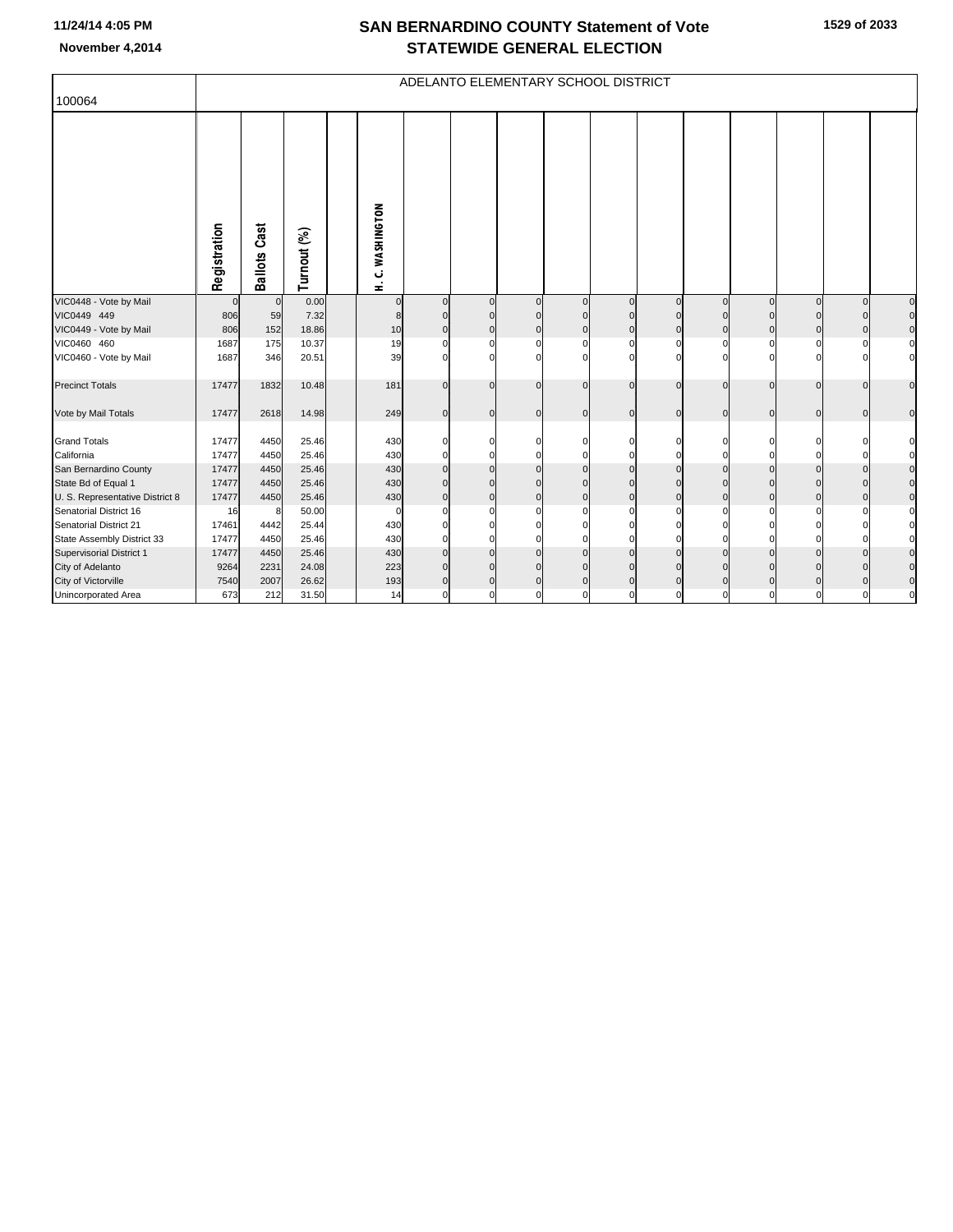# SAN BERNARDINO COUNTY Statement of Vote
## STATEWIDE GENERAL ELECTION

November 4,2014

100064

ADELANTO ELEMENTARY SCHOOL DISTRICT

| | Registration | Ballots Cast | Turnout (%) | | H. C. WASHINGTON | | | | | | | | | | | |
|---|---|---|---|---|---|---|---|---|---|---|---|---|---|---|---|---|
| VIC0448 - Vote by Mail | 0 | 0 | 0.00 | | 0 | 0 | 0 | 0 | 0 | 0 | 0 | 0 | 0 | 0 | 0 | 0 |
| VIC0449 449 | 806 | 59 | 7.32 | | 8 | 0 | 0 | 0 | 0 | 0 | 0 | 0 | 0 | 0 | 0 | 0 |
| VIC0449 - Vote by Mail | 806 | 152 | 18.86 | | 10 | 0 | 0 | 0 | 0 | 0 | 0 | 0 | 0 | 0 | 0 | 0 |
| VIC0460 460 | 1687 | 175 | 10.37 | | 19 | 0 | 0 | 0 | 0 | 0 | 0 | 0 | 0 | 0 | 0 | 0 |
| VIC0460 - Vote by Mail | 1687 | 346 | 20.51 | | 39 | 0 | 0 | 0 | 0 | 0 | 0 | 0 | 0 | 0 | 0 | 0 |
| Precinct Totals | 17477 | 1832 | 10.48 | | 181 | 0 | 0 | 0 | 0 | 0 | 0 | 0 | 0 | 0 | 0 | 0 |
| Vote by Mail Totals | 17477 | 2618 | 14.98 | | 249 | 0 | 0 | 0 | 0 | 0 | 0 | 0 | 0 | 0 | 0 | 0 |
| Grand Totals | 17477 | 4450 | 25.46 | | 430 | 0 | 0 | 0 | 0 | 0 | 0 | 0 | 0 | 0 | 0 | 0 |
| California | 17477 | 4450 | 25.46 | | 430 | 0 | 0 | 0 | 0 | 0 | 0 | 0 | 0 | 0 | 0 | 0 |
| San Bernardino County | 17477 | 4450 | 25.46 | | 430 | 0 | 0 | 0 | 0 | 0 | 0 | 0 | 0 | 0 | 0 | 0 |
| State Bd of Equal 1 | 17477 | 4450 | 25.46 | | 430 | 0 | 0 | 0 | 0 | 0 | 0 | 0 | 0 | 0 | 0 | 0 |
| U. S. Representative District 8 | 17477 | 4450 | 25.46 | | 430 | 0 | 0 | 0 | 0 | 0 | 0 | 0 | 0 | 0 | 0 | 0 |
| Senatorial District 16 | 16 | 8 | 50.00 | | 0 | 0 | 0 | 0 | 0 | 0 | 0 | 0 | 0 | 0 | 0 | 0 |
| Senatorial District 21 | 17461 | 4442 | 25.44 | | 430 | 0 | 0 | 0 | 0 | 0 | 0 | 0 | 0 | 0 | 0 | 0 |
| State Assembly District 33 | 17477 | 4450 | 25.46 | | 430 | 0 | 0 | 0 | 0 | 0 | 0 | 0 | 0 | 0 | 0 | 0 |
| Supervisorial District 1 | 17477 | 4450 | 25.46 | | 430 | 0 | 0 | 0 | 0 | 0 | 0 | 0 | 0 | 0 | 0 | 0 |
| City of Adelanto | 9264 | 2231 | 24.08 | | 223 | 0 | 0 | 0 | 0 | 0 | 0 | 0 | 0 | 0 | 0 | 0 |
| City of Victorville | 7540 | 2007 | 26.62 | | 193 | 0 | 0 | 0 | 0 | 0 | 0 | 0 | 0 | 0 | 0 | 0 |
| Unincorporated Area | 673 | 212 | 31.50 | | 14 | 0 | 0 | 0 | 0 | 0 | 0 | 0 | 0 | 0 | 0 | 0 |